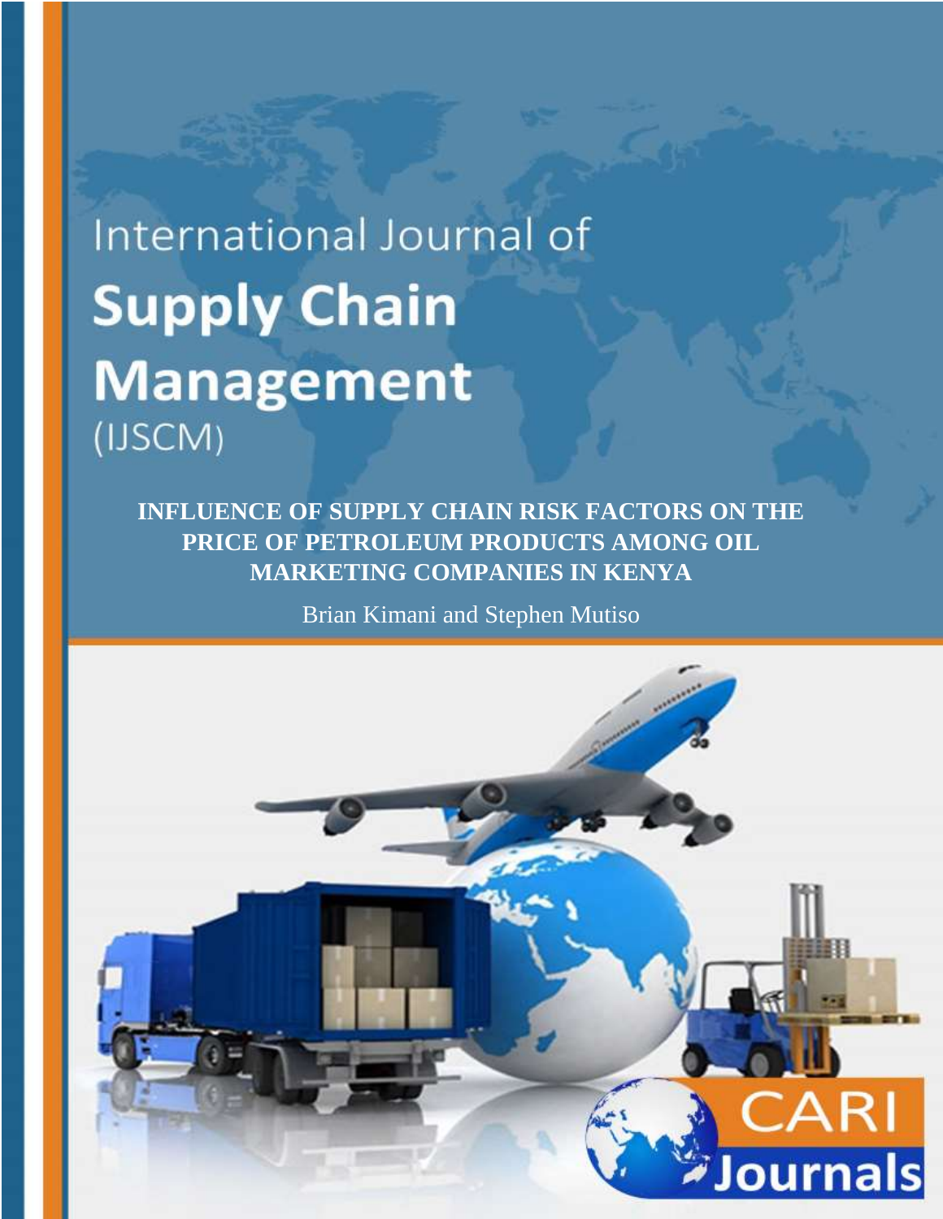International Journal of

# Supply Chain Management

(IJSCM)

## INFLUENCE OF SUPPLY CHAIN RISK FACTORS ON THE PRICE OF PETROLEUM PRODUCTS AMONG OIL MARKETING COMPANIES IN KENYA

Brian Kimani and Stephen Mutiso

CARI Journals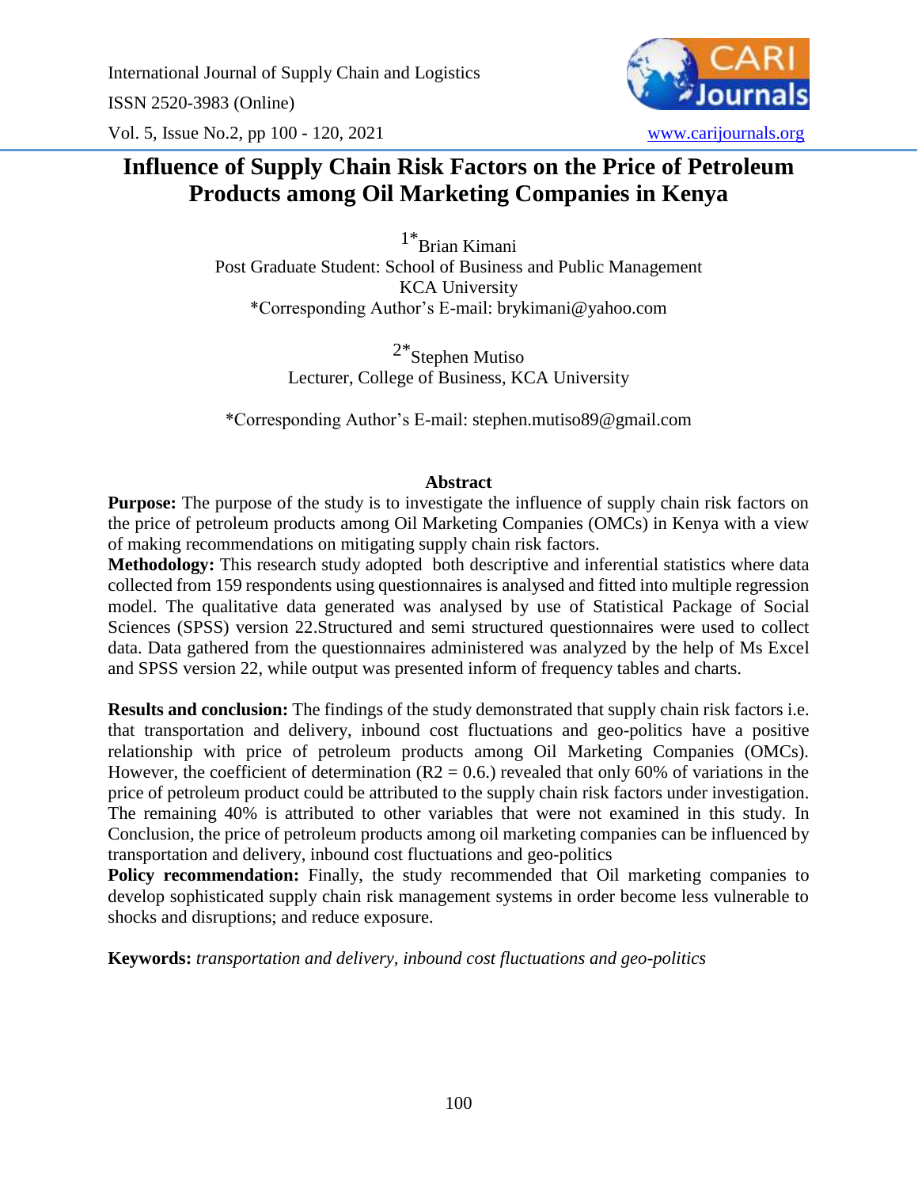# Influence of Supply Chain Risk Factors on the Price of Petroleum Products among Oil Marketing Companies in Kenya

[1*]Brian Kimani
Post Graduate Student: School of Business and Public Management
KCA University
*Corresponding Author's E-mail: brykimani@yahoo.com

[2*]Stephen Mutiso
Lecturer, College of Business, KCA University

*Corresponding Author's E-mail: stephen.mutiso89@gmail.com

## Abstract

**Purpose:** The purpose of the study is to investigate the influence of supply chain risk factors on the price of petroleum products among Oil Marketing Companies (OMCs) in Kenya with a view of making recommendations on mitigating supply chain risk factors.

**Methodology:** This research study adopted both descriptive and inferential statistics where data collected from 159 respondents using questionnaires is analysed and fitted into multiple regression model. The qualitative data generated was analysed by use of Statistical Package of Social Sciences (SPSS) version 22.Structured and semi structured questionnaires were used to collect data. Data gathered from the questionnaires administered was analyzed by the help of Ms Excel and SPSS version 22, while output was presented inform of frequency tables and charts.

**Results and conclusion:** The findings of the study demonstrated that supply chain risk factors i.e. that transportation and delivery, inbound cost fluctuations and geo-politics have a positive relationship with price of petroleum products among Oil Marketing Companies (OMCs). However, the coefficient of determination ($R2 = 0.6.$) revealed that only 60% of variations in the price of petroleum product could be attributed to the supply chain risk factors under investigation. The remaining 40% is attributed to other variables that were not examined in this study. In Conclusion, the price of petroleum products among oil marketing companies can be influenced by transportation and delivery, inbound cost fluctuations and geo-politics

**Policy recommendation:** Finally, the study recommended that Oil marketing companies to develop sophisticated supply chain risk management systems in order become less vulnerable to shocks and disruptions; and reduce exposure.

**Keywords:** *transportation and delivery, inbound cost fluctuations and geo-politics*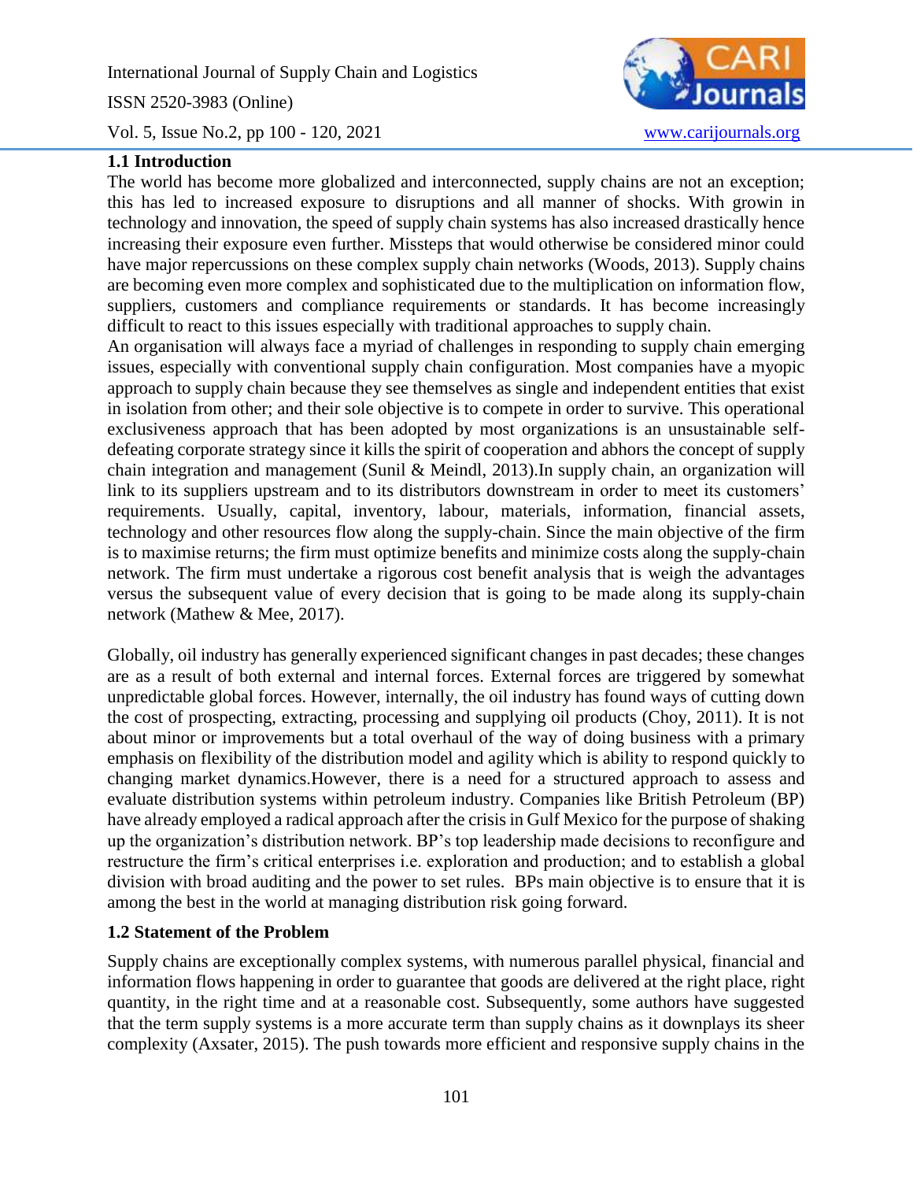### 1.1 Introduction

The world has become more globalized and interconnected, supply chains are not an exception; this has led to increased exposure to disruptions and all manner of shocks. With growin in technology and innovation, the speed of supply chain systems has also increased drastically hence increasing their exposure even further. Missteps that would otherwise be considered minor could have major repercussions on these complex supply chain networks (Woods, 2013). Supply chains are becoming even more complex and sophisticated due to the multiplication on information flow, suppliers, customers and compliance requirements or standards. It has become increasingly difficult to react to this issues especially with traditional approaches to supply chain.

An organisation will always face a myriad of challenges in responding to supply chain emerging issues, especially with conventional supply chain configuration. Most companies have a myopic approach to supply chain because they see themselves as single and independent entities that exist in isolation from other; and their sole objective is to compete in order to survive. This operational exclusiveness approach that has been adopted by most organizations is an unsustainable self-defeating corporate strategy since it kills the spirit of cooperation and abhors the concept of supply chain integration and management (Sunil & Meindl, 2013).In supply chain, an organization will link to its suppliers upstream and to its distributors downstream in order to meet its customers' requirements. Usually, capital, inventory, labour, materials, information, financial assets, technology and other resources flow along the supply-chain. Since the main objective of the firm is to maximise returns; the firm must optimize benefits and minimize costs along the supply-chain network. The firm must undertake a rigorous cost benefit analysis that is weigh the advantages versus the subsequent value of every decision that is going to be made along its supply-chain network (Mathew & Mee, 2017).

Globally, oil industry has generally experienced significant changes in past decades; these changes are as a result of both external and internal forces. External forces are triggered by somewhat unpredictable global forces. However, internally, the oil industry has found ways of cutting down the cost of prospecting, extracting, processing and supplying oil products (Choy, 2011). It is not about minor or improvements but a total overhaul of the way of doing business with a primary emphasis on flexibility of the distribution model and agility which is ability to respond quickly to changing market dynamics.However, there is a need for a structured approach to assess and evaluate distribution systems within petroleum industry. Companies like British Petroleum (BP) have already employed a radical approach after the crisis in Gulf Mexico for the purpose of shaking up the organization's distribution network. BP's top leadership made decisions to reconfigure and restructure the firm's critical enterprises i.e. exploration and production; and to establish a global division with broad auditing and the power to set rules. BPs main objective is to ensure that it is among the best in the world at managing distribution risk going forward.

### 1.2 Statement of the Problem

Supply chains are exceptionally complex systems, with numerous parallel physical, financial and information flows happening in order to guarantee that goods are delivered at the right place, right quantity, in the right time and at a reasonable cost. Subsequently, some authors have suggested that the term supply systems is a more accurate term than supply chains as it downplays its sheer complexity (Axsater, 2015). The push towards more efficient and responsive supply chains in the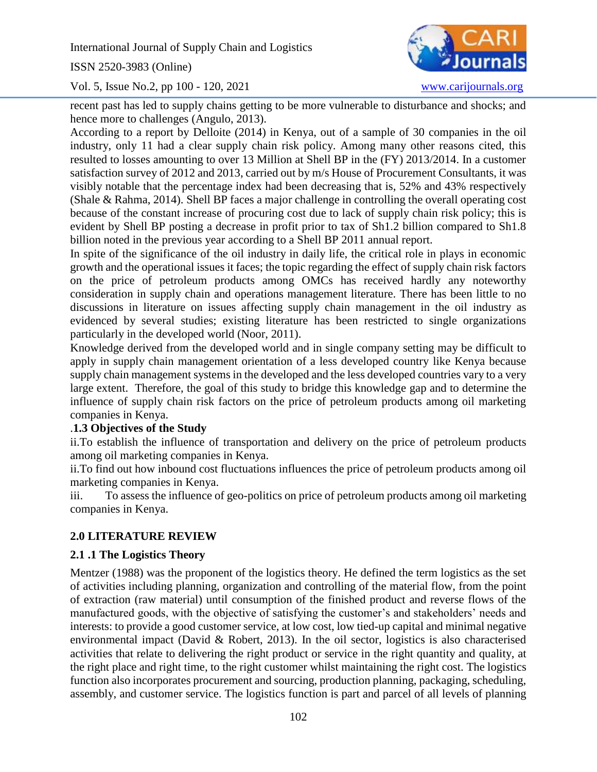recent past has led to supply chains getting to be more vulnerable to disturbance and shocks; and hence more to challenges (Angulo, 2013).

According to a report by Delloite (2014) in Kenya, out of a sample of 30 companies in the oil industry, only 11 had a clear supply chain risk policy. Among many other reasons cited, this resulted to losses amounting to over 13 Million at Shell BP in the (FY) 2013/2014. In a customer satisfaction survey of 2012 and 2013, carried out by m/s House of Procurement Consultants, it was visibly notable that the percentage index had been decreasing that is, 52% and 43% respectively (Shale & Rahma, 2014). Shell BP faces a major challenge in controlling the overall operating cost because of the constant increase of procuring cost due to lack of supply chain risk policy; this is evident by Shell BP posting a decrease in profit prior to tax of Sh1.2 billion compared to Sh1.8 billion noted in the previous year according to a Shell BP 2011 annual report.

In spite of the significance of the oil industry in daily life, the critical role in plays in economic growth and the operational issues it faces; the topic regarding the effect of supply chain risk factors on the price of petroleum products among OMCs has received hardly any noteworthy consideration in supply chain and operations management literature. There has been little to no discussions in literature on issues affecting supply chain management in the oil industry as evidenced by several studies; existing literature has been restricted to single organizations particularly in the developed world (Noor, 2011).

Knowledge derived from the developed world and in single company setting may be difficult to apply in supply chain management orientation of a less developed country like Kenya because supply chain management systems in the developed and the less developed countries vary to a very large extent. Therefore, the goal of this study to bridge this knowledge gap and to determine the influence of supply chain risk factors on the price of petroleum products among oil marketing companies in Kenya.

### .1.3 Objectives of the Study

ii.To establish the influence of transportation and delivery on the price of petroleum products among oil marketing companies in Kenya.

ii.To find out how inbound cost fluctuations influences the price of petroleum products among oil marketing companies in Kenya.

iii. To assess the influence of geo-politics on price of petroleum products among oil marketing companies in Kenya.

## 2.0 LITERATURE REVIEW

### 2.1 .1 The Logistics Theory

Mentzer (1988) was the proponent of the logistics theory. He defined the term logistics as the set of activities including planning, organization and controlling of the material flow, from the point of extraction (raw material) until consumption of the finished product and reverse flows of the manufactured goods, with the objective of satisfying the customer's and stakeholders' needs and interests: to provide a good customer service, at low cost, low tied-up capital and minimal negative environmental impact (David & Robert, 2013). In the oil sector, logistics is also characterised activities that relate to delivering the right product or service in the right quantity and quality, at the right place and right time, to the right customer whilst maintaining the right cost. The logistics function also incorporates procurement and sourcing, production planning, packaging, scheduling, assembly, and customer service. The logistics function is part and parcel of all levels of planning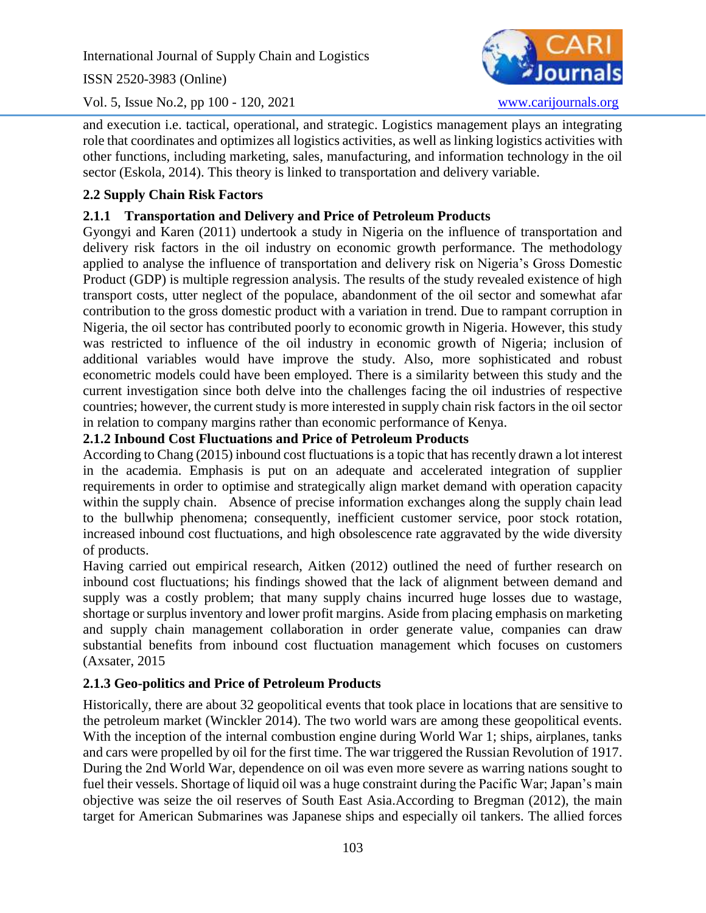and execution i.e. tactical, operational, and strategic. Logistics management plays an integrating role that coordinates and optimizes all logistics activities, as well as linking logistics activities with other functions, including marketing, sales, manufacturing, and information technology in the oil sector (Eskola, 2014). This theory is linked to transportation and delivery variable.

## 2.2 Supply Chain Risk Factors

### 2.1.1 Transportation and Delivery and Price of Petroleum Products

Gyongyi and Karen (2011) undertook a study in Nigeria on the influence of transportation and delivery risk factors in the oil industry on economic growth performance. The methodology applied to analyse the influence of transportation and delivery risk on Nigeria's Gross Domestic Product (GDP) is multiple regression analysis. The results of the study revealed existence of high transport costs, utter neglect of the populace, abandonment of the oil sector and somewhat afar contribution to the gross domestic product with a variation in trend. Due to rampant corruption in Nigeria, the oil sector has contributed poorly to economic growth in Nigeria. However, this study was restricted to influence of the oil industry in economic growth of Nigeria; inclusion of additional variables would have improve the study. Also, more sophisticated and robust econometric models could have been employed. There is a similarity between this study and the current investigation since both delve into the challenges facing the oil industries of respective countries; however, the current study is more interested in supply chain risk factors in the oil sector in relation to company margins rather than economic performance of Kenya.

### 2.1.2 Inbound Cost Fluctuations and Price of Petroleum Products

According to Chang (2015) inbound cost fluctuations is a topic that has recently drawn a lot interest in the academia. Emphasis is put on an adequate and accelerated integration of supplier requirements in order to optimise and strategically align market demand with operation capacity within the supply chain. Absence of precise information exchanges along the supply chain lead to the bullwhip phenomena; consequently, inefficient customer service, poor stock rotation, increased inbound cost fluctuations, and high obsolescence rate aggravated by the wide diversity of products.

Having carried out empirical research, Aitken (2012) outlined the need of further research on inbound cost fluctuations; his findings showed that the lack of alignment between demand and supply was a costly problem; that many supply chains incurred huge losses due to wastage, shortage or surplus inventory and lower profit margins. Aside from placing emphasis on marketing and supply chain management collaboration in order generate value, companies can draw substantial benefits from inbound cost fluctuation management which focuses on customers (Axsater, 2015

### 2.1.3 Geo-politics and Price of Petroleum Products

Historically, there are about 32 geopolitical events that took place in locations that are sensitive to the petroleum market (Winckler 2014). The two world wars are among these geopolitical events. With the inception of the internal combustion engine during World War 1; ships, airplanes, tanks and cars were propelled by oil for the first time. The war triggered the Russian Revolution of 1917. During the 2nd World War, dependence on oil was even more severe as warring nations sought to fuel their vessels. Shortage of liquid oil was a huge constraint during the Pacific War; Japan's main objective was seize the oil reserves of South East Asia.According to Bregman (2012), the main target for American Submarines was Japanese ships and especially oil tankers. The allied forces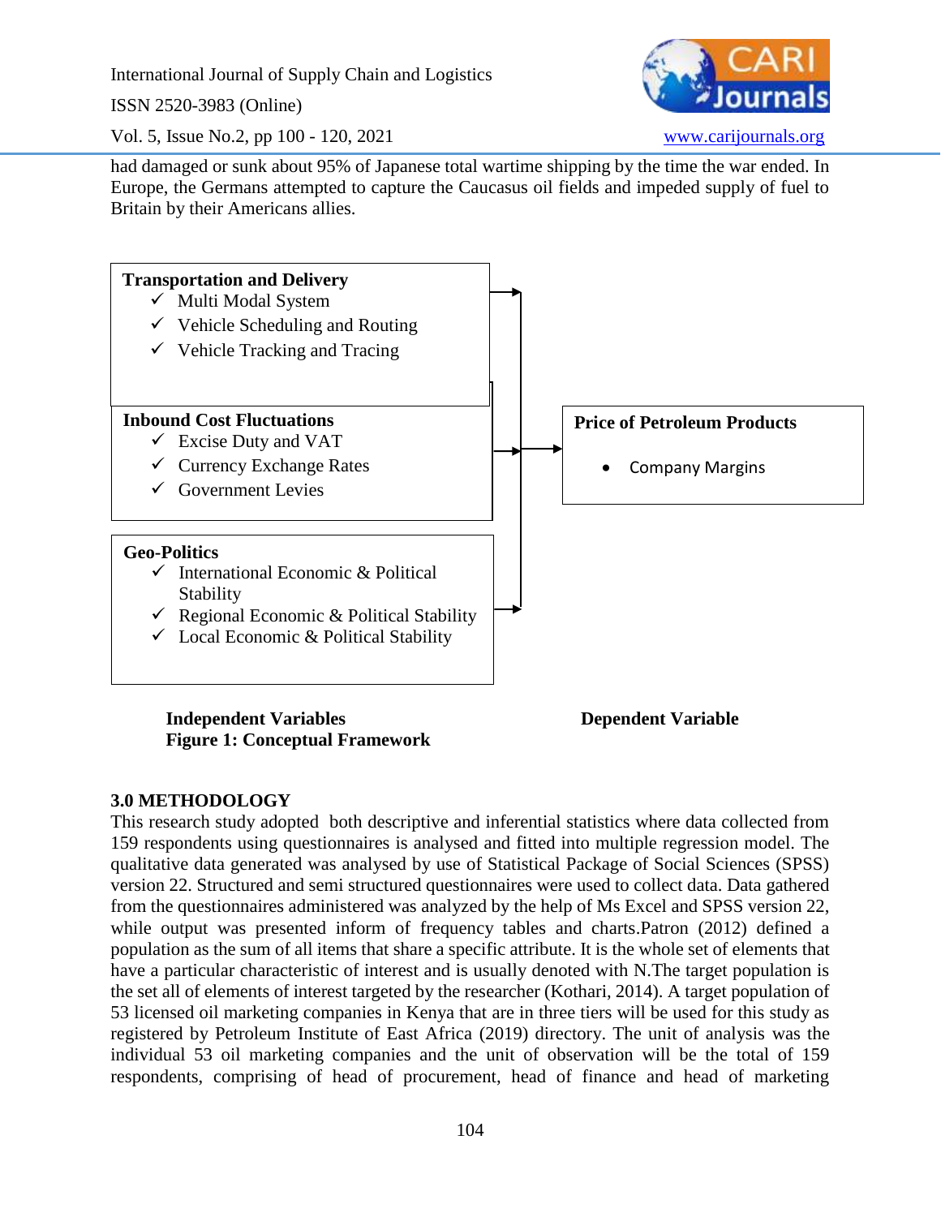had damaged or sunk about 95% of Japanese total wartime shipping by the time the war ended. In Europe, the Germans attempted to capture the Caucasus oil fields and impeded supply of fuel to Britain by their Americans allies.

**Transportation and Delivery**
- ✓ Multi Modal System
- ✓ Vehicle Scheduling and Routing
- ✓ Vehicle Tracking and Tracing

**Inbound Cost Fluctuations**
- ✓ Excise Duty and VAT
- ✓ Currency Exchange Rates
- ✓ Government Levies

**Geo-Politics**
- ✓ International Economic & Political Stability
- ✓ Regional Economic & Political Stability
- ✓ Local Economic & Political Stability

**Price of Petroleum Products**
- Company Margins

**Independent Variables** **Dependent Variable**

**Figure 1: Conceptual Framework**

## 3.0 METHODOLOGY

This research study adopted both descriptive and inferential statistics where data collected from 159 respondents using questionnaires is analysed and fitted into multiple regression model. The qualitative data generated was analysed by use of Statistical Package of Social Sciences (SPSS) version 22. Structured and semi structured questionnaires were used to collect data. Data gathered from the questionnaires administered was analyzed by the help of Ms Excel and SPSS version 22, while output was presented inform of frequency tables and charts.Patron (2012) defined a population as the sum of all items that share a specific attribute. It is the whole set of elements that have a particular characteristic of interest and is usually denoted with N.The target population is the set all of elements of interest targeted by the researcher (Kothari, 2014). A target population of 53 licensed oil marketing companies in Kenya that are in three tiers will be used for this study as registered by Petroleum Institute of East Africa (2019) directory. The unit of analysis was the individual 53 oil marketing companies and the unit of observation will be the total of 159 respondents, comprising of head of procurement, head of finance and head of marketing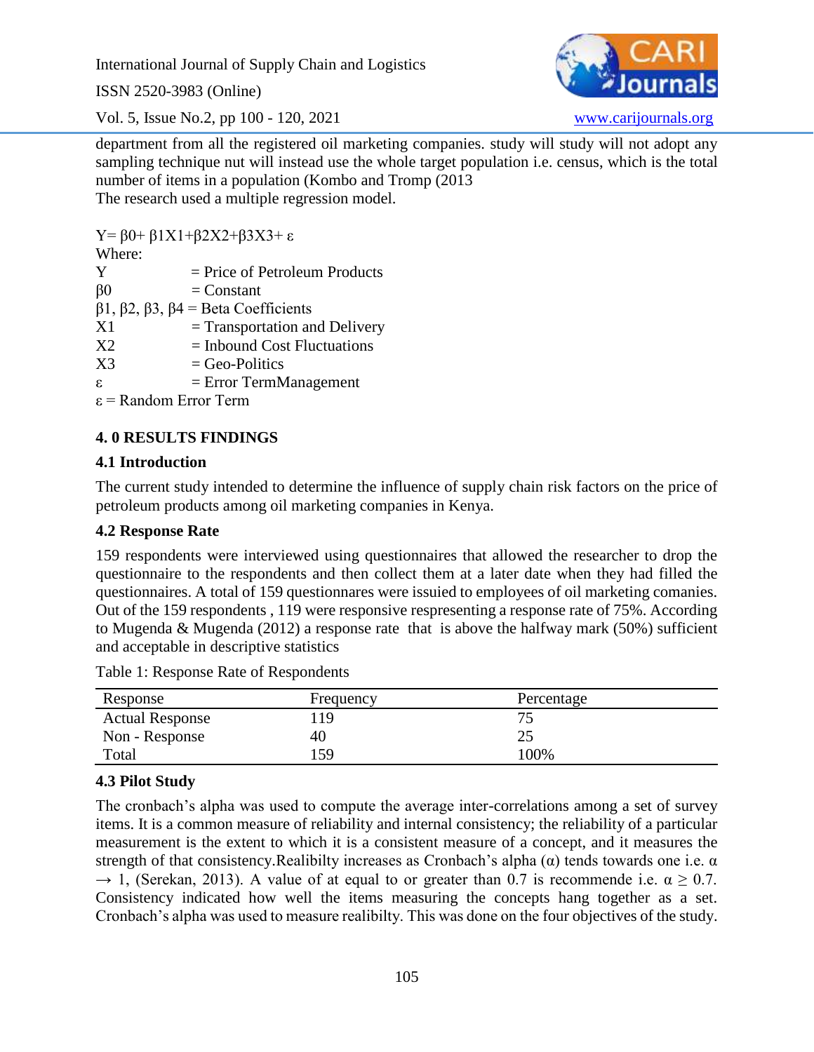department from all the registered oil marketing companies. study will study will not adopt any sampling technique nut will instead use the whole target population i.e. census, which is the total number of items in a population (Kombo and Tromp (2013

The research used a multiple regression model.

$$Y= \beta 0+ \beta 1X1+\beta 2X2+\beta 3X3+ \varepsilon$$

Where:

| | |
|---|---|
| Y | = Price of Petroleum Products |
| $\beta 0$ | = Constant |
| $\beta 1$, $\beta 2$, $\beta 3$, $\beta 4$ | = Beta Coefficients |
| X1 | = Transportation and Delivery |
| X2 | = Inbound Cost Fluctuations |
| X3 | = Geo-Politics |
| $\varepsilon$ | = Error TermManagement |

$\varepsilon$ = Random Error Term

## 4. 0 RESULTS FINDINGS

### 4.1 Introduction

The current study intended to determine the influence of supply chain risk factors on the price of petroleum products among oil marketing companies in Kenya.

### 4.2 Response Rate

159 respondents were interviewed using questionnaires that allowed the researcher to drop the questionnaire to the respondents and then collect them at a later date when they had filled the questionnaires. A total of 159 questionnares were issuied to employees of oil marketing comanies. Out of the 159 respondents , 119 were responsive respresenting a response rate of 75%. According to Mugenda & Mugenda (2012) a response rate that is above the halfway mark (50%) sufficient and acceptable in descriptive statistics

Table 1: Response Rate of Respondents

| Response | Frequency | Percentage |
|---|---|---|
| Actual Response | 119 | 75 |
| Non - Response | 40 | 25 |
| Total | 159 | 100% |

### 4.3 Pilot Study

The cronbach's alpha was used to compute the average inter-correlations among a set of survey items. It is a common measure of reliability and internal consistency; the reliability of a particular measurement is the extent to which it is a consistent measure of a concept, and it measures the strength of that consistency.Realibilty increases as Cronbach's alpha ($\alpha$) tends towards one i.e. $\alpha \rightarrow 1$, (Serekan, 2013). A value of at equal to or greater than 0.7 is recommende i.e. $\alpha \geq 0.7$. Consistency indicated how well the items measuring the concepts hang together as a set. Cronbach's alpha was used to measure realibilty. This was done on the four objectives of the study.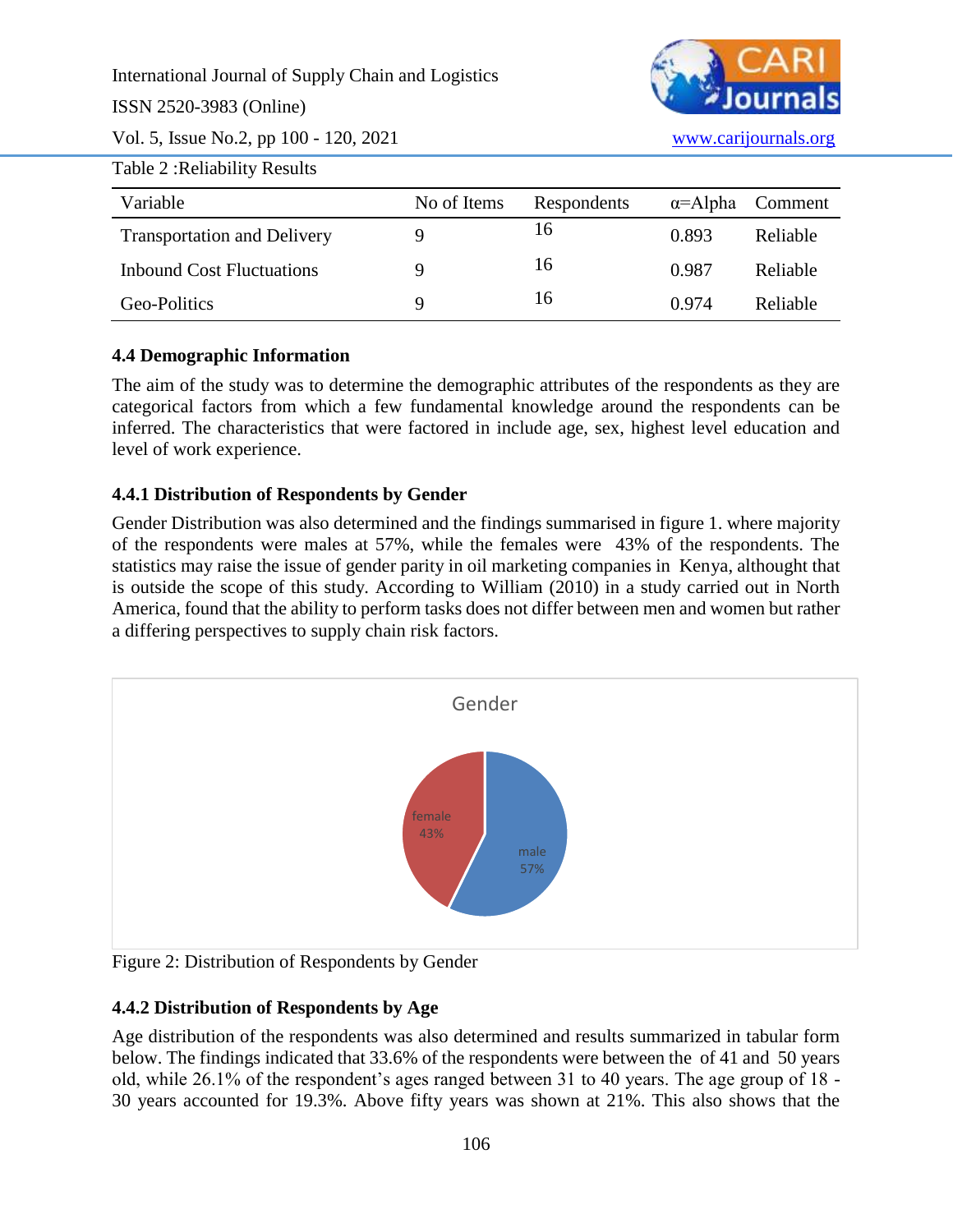Table 2 :Reliability Results

| Variable | No of Items | Respondents | α=Alpha | Comment |
|---|---|---|---|---|
| Transportation and Delivery | 9 | 16 | 0.893 | Reliable |
| Inbound Cost Fluctuations | 9 | 16 | 0.987 | Reliable |
| Geo-Politics | 9 | 16 | 0.974 | Reliable |

### 4.4 Demographic Information

The aim of the study was to determine the demographic attributes of the respondents as they are categorical factors from which a few fundamental knowledge around the respondents can be inferred. The characteristics that were factored in include age, sex, highest level education and level of work experience.

### 4.4.1 Distribution of Respondents by Gender

Gender Distribution was also determined and the findings summarised in figure 1. where majority of the respondents were males at 57%, while the females were 43% of the respondents. The statistics may raise the issue of gender parity in oil marketing companies in Kenya, althought that is outside the scope of this study. According to William (2010) in a study carried out in North America, found that the ability to perform tasks does not differ between men and women but rather a differing perspectives to supply chain risk factors.

Figure 2: Distribution of Respondents by Gender

### 4.4.2 Distribution of Respondents by Age

Age distribution of the respondents was also determined and results summarized in tabular form below. The findings indicated that 33.6% of the respondents were between the of 41 and 50 years old, while 26.1% of the respondent's ages ranged between 31 to 40 years. The age group of 18 - 30 years accounted for 19.3%. Above fifty years was shown at 21%. This also shows that the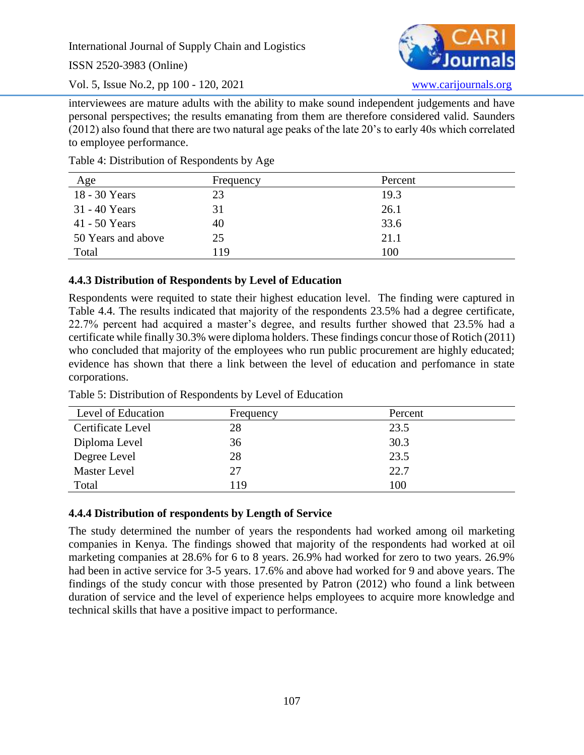interviewees are mature adults with the ability to make sound independent judgements and have personal perspectives; the results emanating from them are therefore considered valid. Saunders (2012) also found that there are two natural age peaks of the late 20's to early 40s which correlated to employee performance.

Table 4: Distribution of Respondents by Age

| Age | Frequency | Percent |
|---|---|---|
| 18 - 30 Years | 23 | 19.3 |
| 31 - 40 Years | 31 | 26.1 |
| 41 - 50 Years | 40 | 33.6 |
| 50 Years and above | 25 | 21.1 |
| Total | 119 | 100 |

### 4.4.3 Distribution of Respondents by Level of Education

Respondents were requited to state their highest education level. The finding were captured in Table 4.4. The results indicated that majority of the respondents 23.5% had a degree certificate, 22.7% percent had acquired a master's degree, and results further showed that 23.5% had a certificate while finally 30.3% were diploma holders. These findings concur those of Rotich (2011) who concluded that majority of the employees who run public procurement are highly educated; evidence has shown that there a link between the level of education and perfomance in state corporations.

Table 5: Distribution of Respondents by Level of Education

| Level of Education | Frequency | Percent |
|---|---|---|
| Certificate Level | 28 | 23.5 |
| Diploma Level | 36 | 30.3 |
| Degree Level | 28 | 23.5 |
| Master Level | 27 | 22.7 |
| Total | 119 | 100 |

### 4.4.4 Distribution of respondents by Length of Service

The study determined the number of years the respondents had worked among oil marketing companies in Kenya. The findings showed that majority of the respondents had worked at oil marketing companies at 28.6% for 6 to 8 years. 26.9% had worked for zero to two years. 26.9% had been in active service for 3-5 years. 17.6% and above had worked for 9 and above years. The findings of the study concur with those presented by Patron (2012) who found a link between duration of service and the level of experience helps employees to acquire more knowledge and technical skills that have a positive impact to performance.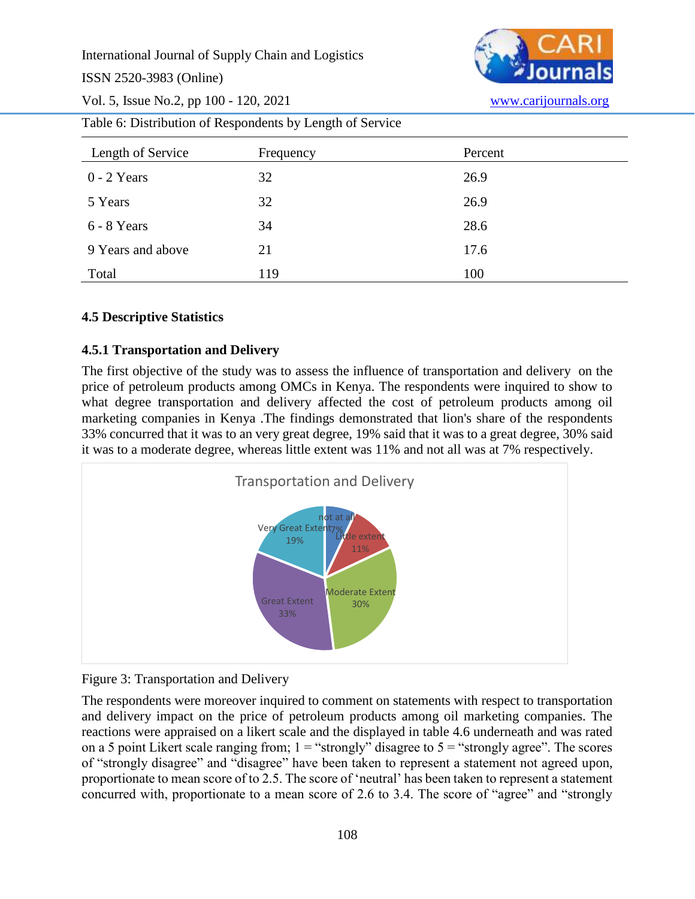Table 6: Distribution of Respondents by Length of Service

| Length of Service | Frequency | Percent |
|---|---|---|
| 0 - 2 Years | 32 | 26.9 |
| 5 Years | 32 | 26.9 |
| 6 - 8 Years | 34 | 28.6 |
| 9 Years and above | 21 | 17.6 |
| Total | 119 | 100 |

### 4.5 Descriptive Statistics

### 4.5.1 Transportation and Delivery

The first objective of the study was to assess the influence of transportation and delivery on the price of petroleum products among OMCs in Kenya. The respondents were inquired to show to what degree transportation and delivery affected the cost of petroleum products among oil marketing companies in Kenya .The findings demonstrated that lion's share of the respondents 33% concurred that it was to an very great degree, 19% said that it was to a great degree, 30% said it was to a moderate degree, whereas little extent was 11% and not all was at 7% respectively.

Figure 3: Transportation and Delivery

The respondents were moreover inquired to comment on statements with respect to transportation and delivery impact on the price of petroleum products among oil marketing companies. The reactions were appraised on a likert scale and the displayed in table 4.6 underneath and was rated on a 5 point Likert scale ranging from; 1 = "strongly" disagree to 5 = "strongly agree". The scores of "strongly disagree" and "disagree" have been taken to represent a statement not agreed upon, proportionate to mean score of to 2.5. The score of 'neutral' has been taken to represent a statement concurred with, proportionate to a mean score of 2.6 to 3.4. The score of "agree" and "strongly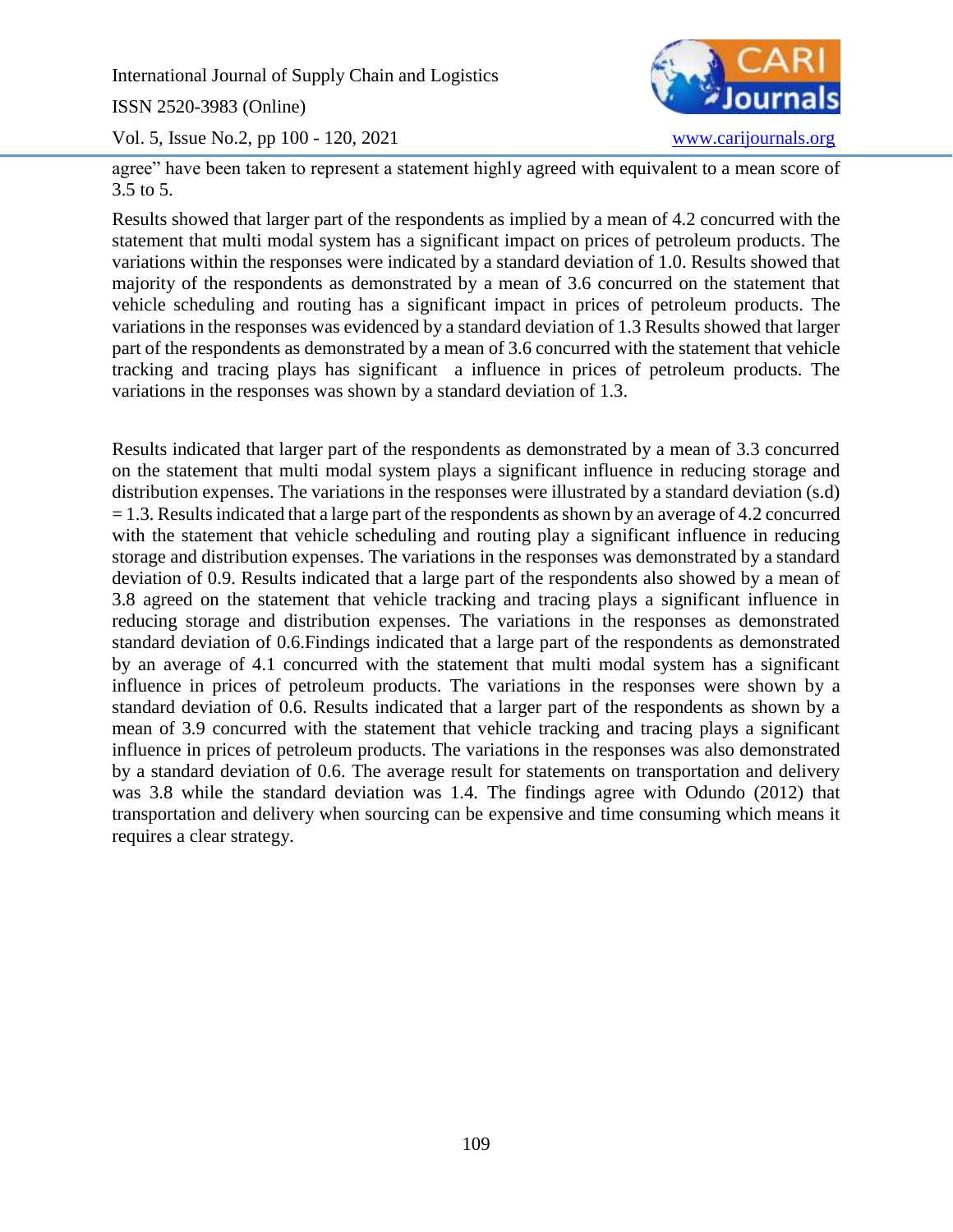agree" have been taken to represent a statement highly agreed with equivalent to a mean score of 3.5 to 5.

Results showed that larger part of the respondents as implied by a mean of 4.2 concurred with the statement that multi modal system has a significant impact on prices of petroleum products. The variations within the responses were indicated by a standard deviation of 1.0. Results showed that majority of the respondents as demonstrated by a mean of 3.6 concurred on the statement that vehicle scheduling and routing has a significant impact in prices of petroleum products. The variations in the responses was evidenced by a standard deviation of 1.3 Results showed that larger part of the respondents as demonstrated by a mean of 3.6 concurred with the statement that vehicle tracking and tracing plays has significant a influence in prices of petroleum products. The variations in the responses was shown by a standard deviation of 1.3.

Results indicated that larger part of the respondents as demonstrated by a mean of 3.3 concurred on the statement that multi modal system plays a significant influence in reducing storage and distribution expenses. The variations in the responses were illustrated by a standard deviation (s.d) = 1.3. Results indicated that a large part of the respondents as shown by an average of 4.2 concurred with the statement that vehicle scheduling and routing play a significant influence in reducing storage and distribution expenses. The variations in the responses was demonstrated by a standard deviation of 0.9. Results indicated that a large part of the respondents also showed by a mean of 3.8 agreed on the statement that vehicle tracking and tracing plays a significant influence in reducing storage and distribution expenses. The variations in the responses as demonstrated standard deviation of 0.6.Findings indicated that a large part of the respondents as demonstrated by an average of 4.1 concurred with the statement that multi modal system has a significant influence in prices of petroleum products. The variations in the responses were shown by a standard deviation of 0.6. Results indicated that a larger part of the respondents as shown by a mean of 3.9 concurred with the statement that vehicle tracking and tracing plays a significant influence in prices of petroleum products. The variations in the responses was also demonstrated by a standard deviation of 0.6. The average result for statements on transportation and delivery was 3.8 while the standard deviation was 1.4. The findings agree with Odundo (2012) that transportation and delivery when sourcing can be expensive and time consuming which means it requires a clear strategy.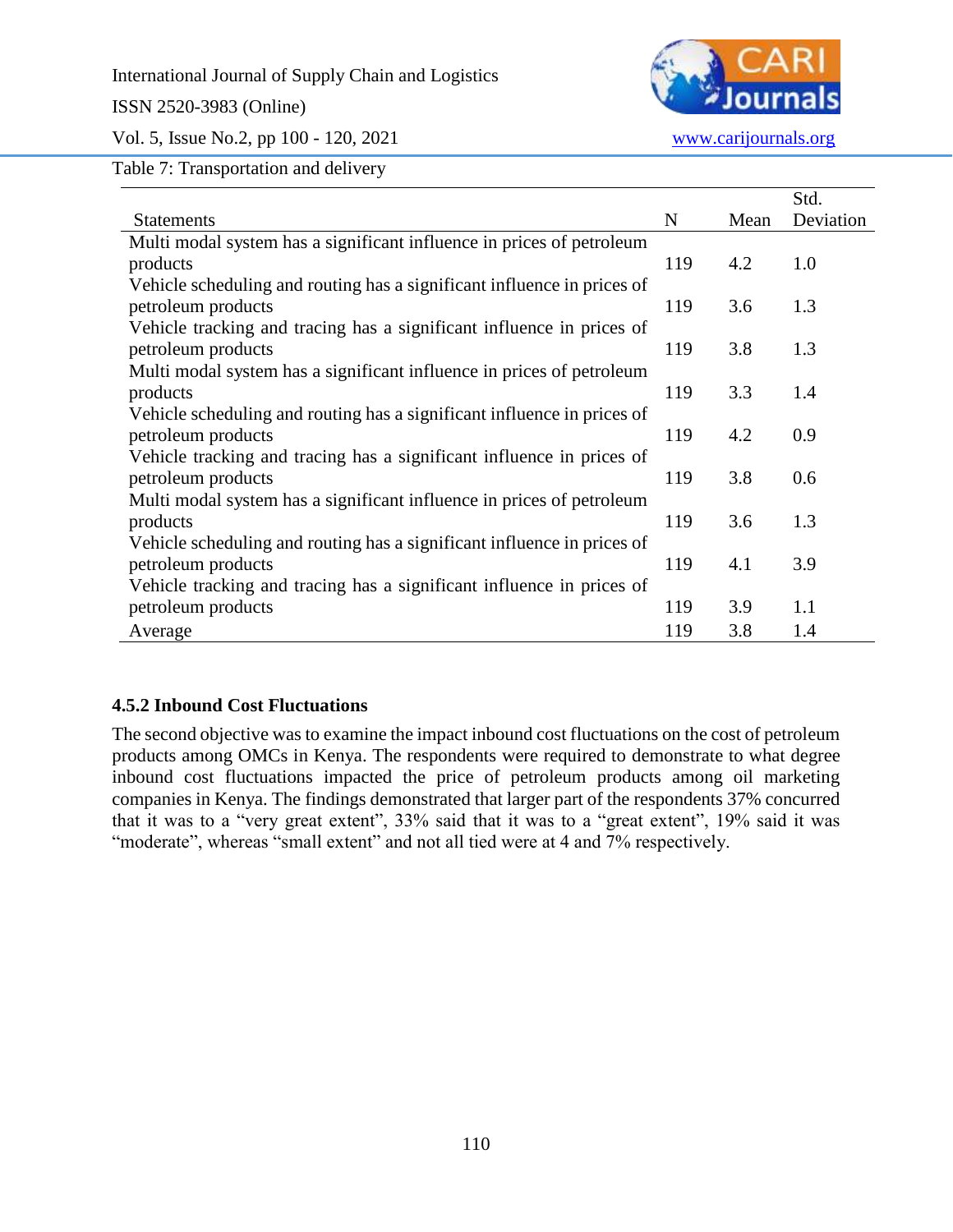Table 7: Transportation and delivery

| Statements | N | Mean | Std. Deviation |
|---|---|---|---|
| Multi modal system has a significant influence in prices of petroleum products | 119 | 4.2 | 1.0 |
| Vehicle scheduling and routing has a significant influence in prices of petroleum products | 119 | 3.6 | 1.3 |
| Vehicle tracking and tracing has a significant influence in prices of petroleum products | 119 | 3.8 | 1.3 |
| Multi modal system has a significant influence in prices of petroleum products | 119 | 3.3 | 1.4 |
| Vehicle scheduling and routing has a significant influence in prices of petroleum products | 119 | 4.2 | 0.9 |
| Vehicle tracking and tracing has a significant influence in prices of petroleum products | 119 | 3.8 | 0.6 |
| Multi modal system has a significant influence in prices of petroleum products | 119 | 3.6 | 1.3 |
| Vehicle scheduling and routing has a significant influence in prices of petroleum products | 119 | 4.1 | 3.9 |
| Vehicle tracking and tracing has a significant influence in prices of petroleum products | 119 | 3.9 | 1.1 |
| Average | 119 | 3.8 | 1.4 |

### 4.5.2 Inbound Cost Fluctuations

The second objective was to examine the impact inbound cost fluctuations on the cost of petroleum products among OMCs in Kenya. The respondents were required to demonstrate to what degree inbound cost fluctuations impacted the price of petroleum products among oil marketing companies in Kenya. The findings demonstrated that larger part of the respondents 37% concurred that it was to a "very great extent", 33% said that it was to a "great extent", 19% said it was "moderate", whereas "small extent" and not all tied were at 4 and 7% respectively.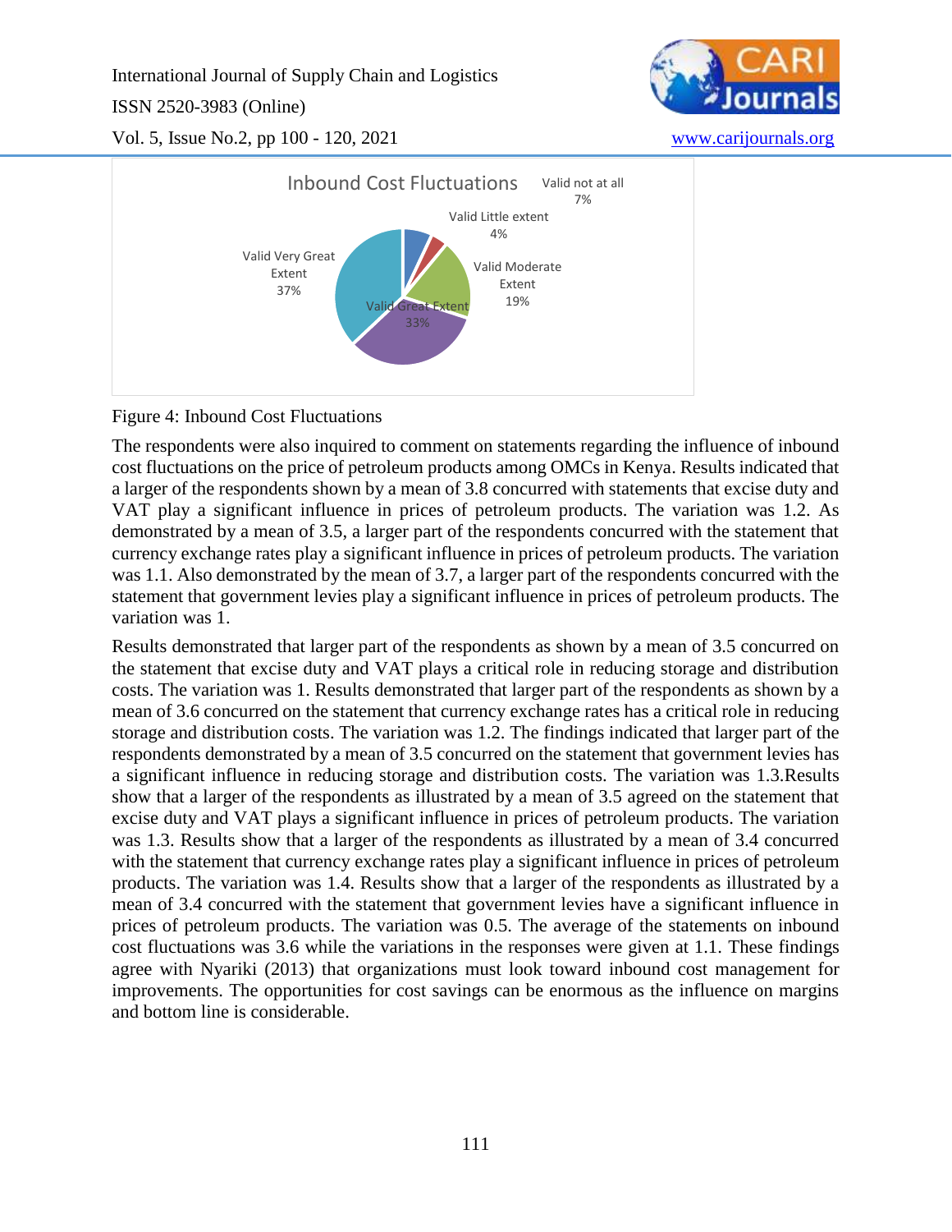Figure 4: Inbound Cost Fluctuations

The respondents were also inquired to comment on statements regarding the influence of inbound cost fluctuations on the price of petroleum products among OMCs in Kenya. Results indicated that a larger of the respondents shown by a mean of 3.8 concurred with statements that excise duty and VAT play a significant influence in prices of petroleum products. The variation was 1.2. As demonstrated by a mean of 3.5, a larger part of the respondents concurred with the statement that currency exchange rates play a significant influence in prices of petroleum products. The variation was 1.1. Also demonstrated by the mean of 3.7, a larger part of the respondents concurred with the statement that government levies play a significant influence in prices of petroleum products. The variation was 1.

Results demonstrated that larger part of the respondents as shown by a mean of 3.5 concurred on the statement that excise duty and VAT plays a critical role in reducing storage and distribution costs. The variation was 1. Results demonstrated that larger part of the respondents as shown by a mean of 3.6 concurred on the statement that currency exchange rates has a critical role in reducing storage and distribution costs. The variation was 1.2. The findings indicated that larger part of the respondents demonstrated by a mean of 3.5 concurred on the statement that government levies has a significant influence in reducing storage and distribution costs. The variation was 1.3.Results show that a larger of the respondents as illustrated by a mean of 3.5 agreed on the statement that excise duty and VAT plays a significant influence in prices of petroleum products. The variation was 1.3. Results show that a larger of the respondents as illustrated by a mean of 3.4 concurred with the statement that currency exchange rates play a significant influence in prices of petroleum products. The variation was 1.4. Results show that a larger of the respondents as illustrated by a mean of 3.4 concurred with the statement that government levies have a significant influence in prices of petroleum products. The variation was 0.5. The average of the statements on inbound cost fluctuations was 3.6 while the variations in the responses were given at 1.1. These findings agree with Nyariki (2013) that organizations must look toward inbound cost management for improvements. The opportunities for cost savings can be enormous as the influence on margins and bottom line is considerable.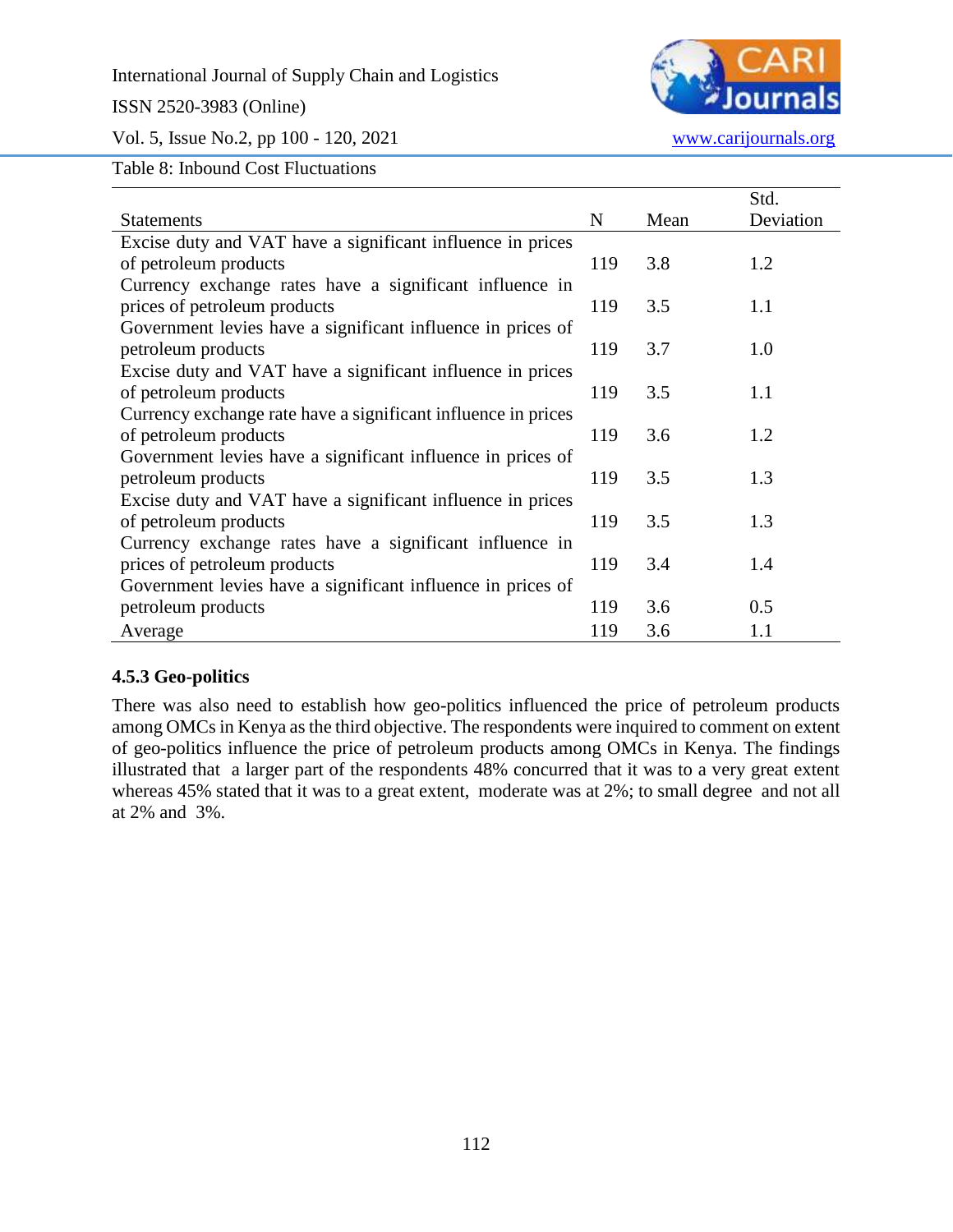Table 8: Inbound Cost Fluctuations

| Statements | N | Mean | Std. Deviation |
|---|---|---|---|
| Excise duty and VAT have a significant influence in prices of petroleum products | 119 | 3.8 | 1.2 |
| Currency exchange rates have a significant influence in prices of petroleum products | 119 | 3.5 | 1.1 |
| Government levies have a significant influence in prices of petroleum products | 119 | 3.7 | 1.0 |
| Excise duty and VAT have a significant influence in prices of petroleum products | 119 | 3.5 | 1.1 |
| Currency exchange rate have a significant influence in prices of petroleum products | 119 | 3.6 | 1.2 |
| Government levies have a significant influence in prices of petroleum products | 119 | 3.5 | 1.3 |
| Excise duty and VAT have a significant influence in prices of petroleum products | 119 | 3.5 | 1.3 |
| Currency exchange rates have a significant influence in prices of petroleum products | 119 | 3.4 | 1.4 |
| Government levies have a significant influence in prices of petroleum products | 119 | 3.6 | 0.5 |
| Average | 119 | 3.6 | 1.1 |

### 4.5.3 Geo-politics

There was also need to establish how geo-politics influenced the price of petroleum products among OMCs in Kenya as the third objective. The respondents were inquired to comment on extent of geo-politics influence the price of petroleum products among OMCs in Kenya. The findings illustrated that a larger part of the respondents 48% concurred that it was to a very great extent whereas 45% stated that it was to a great extent, moderate was at 2%; to small degree and not all at 2% and 3%.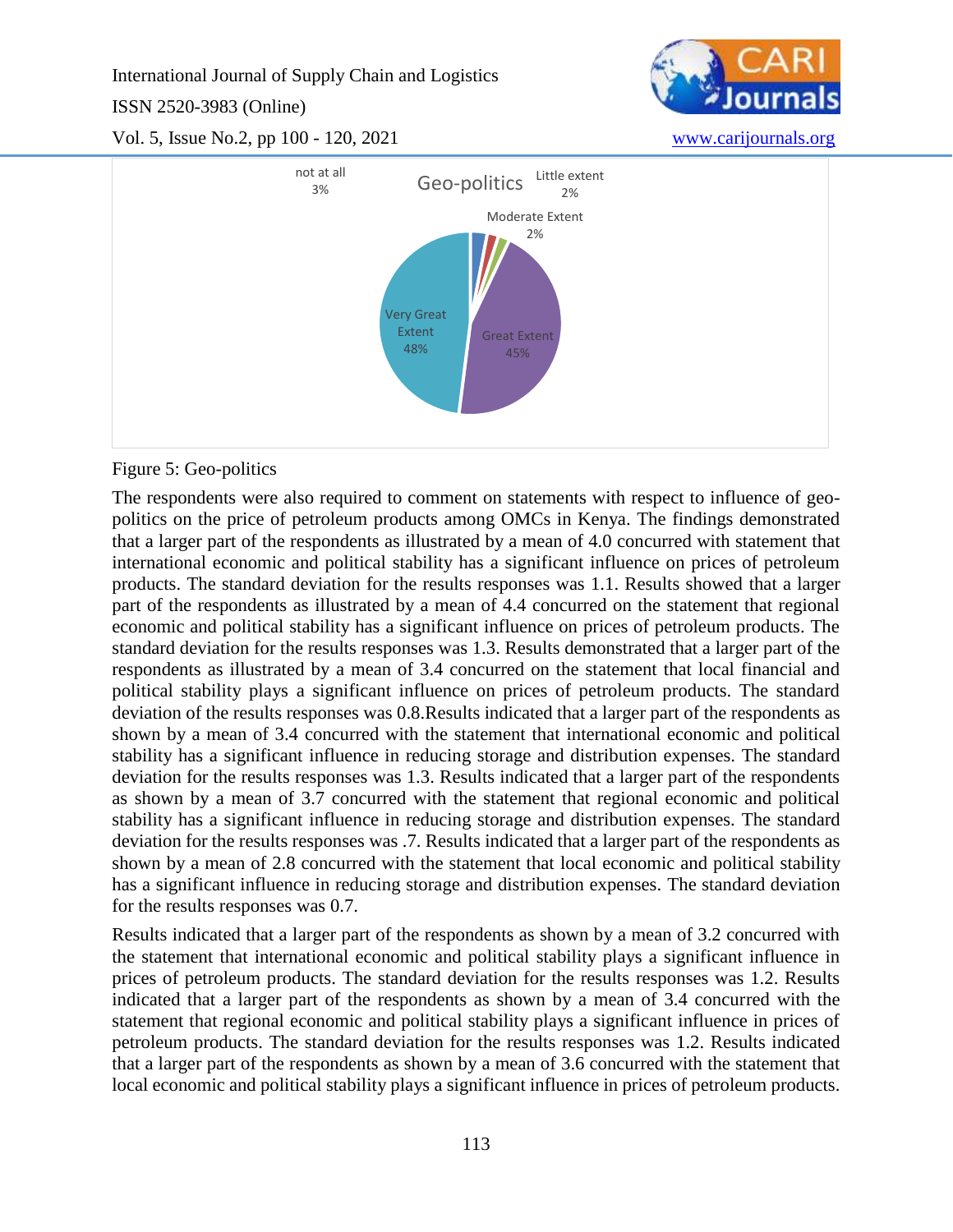Figure 5: Geo-politics

The respondents were also required to comment on statements with respect to influence of geo-politics on the price of petroleum products among OMCs in Kenya. The findings demonstrated that a larger part of the respondents as illustrated by a mean of 4.0 concurred with statement that international economic and political stability has a significant influence on prices of petroleum products. The standard deviation for the results responses was 1.1. Results showed that a larger part of the respondents as illustrated by a mean of 4.4 concurred on the statement that regional economic and political stability has a significant influence on prices of petroleum products. The standard deviation for the results responses was 1.3. Results demonstrated that a larger part of the respondents as illustrated by a mean of 3.4 concurred on the statement that local financial and political stability plays a significant influence on prices of petroleum products. The standard deviation of the results responses was 0.8.Results indicated that a larger part of the respondents as shown by a mean of 3.4 concurred with the statement that international economic and political stability has a significant influence in reducing storage and distribution expenses. The standard deviation for the results responses was 1.3. Results indicated that a larger part of the respondents as shown by a mean of 3.7 concurred with the statement that regional economic and political stability has a significant influence in reducing storage and distribution expenses. The standard deviation for the results responses was .7. Results indicated that a larger part of the respondents as shown by a mean of 2.8 concurred with the statement that local economic and political stability has a significant influence in reducing storage and distribution expenses. The standard deviation for the results responses was 0.7.

Results indicated that a larger part of the respondents as shown by a mean of 3.2 concurred with the statement that international economic and political stability plays a significant influence in prices of petroleum products. The standard deviation for the results responses was 1.2. Results indicated that a larger part of the respondents as shown by a mean of 3.4 concurred with the statement that regional economic and political stability plays a significant influence in prices of petroleum products. The standard deviation for the results responses was 1.2. Results indicated that a larger part of the respondents as shown by a mean of 3.6 concurred with the statement that local economic and political stability plays a significant influence in prices of petroleum products.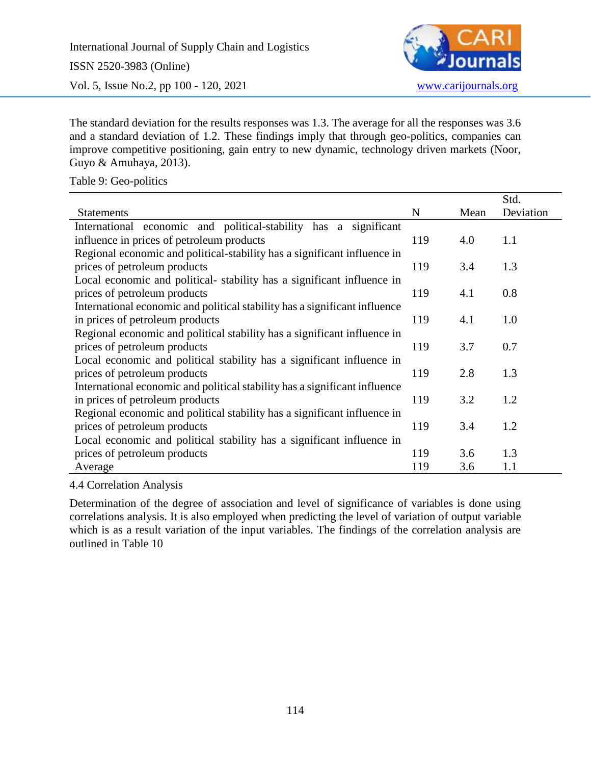The standard deviation for the results responses was 1.3. The average for all the responses was 3.6 and a standard deviation of 1.2. These findings imply that through geo-politics, companies can improve competitive positioning, gain entry to new dynamic, technology driven markets (Noor, Guyo & Amuhaya, 2013).

Table 9: Geo-politics

| Statements | N | Mean | Std. Deviation |
|---|---|---|---|
| International economic and political-stability has a significant influence in prices of petroleum products | 119 | 4.0 | 1.1 |
| Regional economic and political-stability has a significant influence in prices of petroleum products | 119 | 3.4 | 1.3 |
| Local economic and political- stability has a significant influence in prices of petroleum products | 119 | 4.1 | 0.8 |
| International economic and political stability has a significant influence in prices of petroleum products | 119 | 4.1 | 1.0 |
| Regional economic and political stability has a significant influence in prices of petroleum products | 119 | 3.7 | 0.7 |
| Local economic and political stability has a significant influence in prices of petroleum products | 119 | 2.8 | 1.3 |
| International economic and political stability has a significant influence in prices of petroleum products | 119 | 3.2 | 1.2 |
| Regional economic and political stability has a significant influence in prices of petroleum products | 119 | 3.4 | 1.2 |
| Local economic and political stability has a significant influence in prices of petroleum products | 119 | 3.6 | 1.3 |
| Average | 119 | 3.6 | 1.1 |

4.4 Correlation Analysis

Determination of the degree of association and level of significance of variables is done using correlations analysis. It is also employed when predicting the level of variation of output variable which is as a result variation of the input variables. The findings of the correlation analysis are outlined in Table 10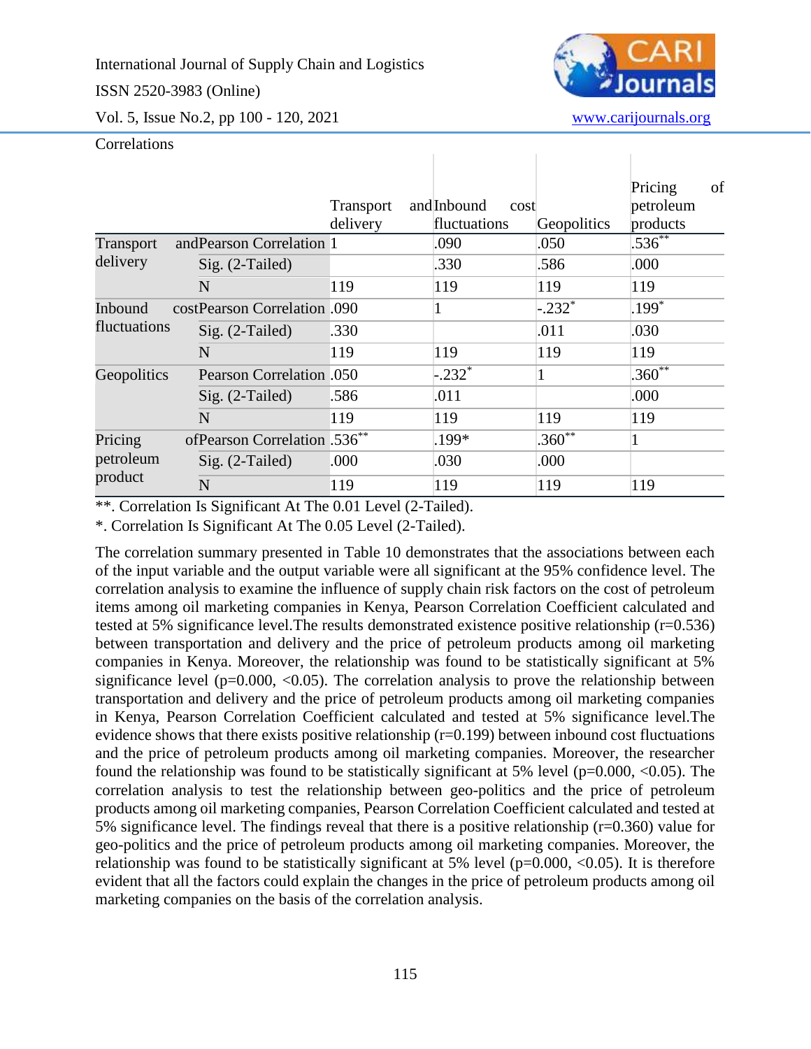Correlations

| | | Transport and delivery | Inbound cost fluctuations | Geopolitics | Pricing of petroleum products |
|---|---|---|---|---|---|
| Transport and delivery | Pearson Correlation | 1 | .090 | .050 | .536** |
| | Sig. (2-Tailed) | | .330 | .586 | .000 |
| | N | 119 | 119 | 119 | 119 |
| Inbound cost fluctuations | Pearson Correlation | .090 | 1 | -.232* | .199* |
| | Sig. (2-Tailed) | .330 | | .011 | .030 |
| | N | 119 | 119 | 119 | 119 |
| Geopolitics | Pearson Correlation | .050 | -.232* | 1 | .360** |
| | Sig. (2-Tailed) | .586 | .011 | | .000 |
| | N | 119 | 119 | 119 | 119 |
| Pricing of petroleum product | Pearson Correlation | .536** | .199* | .360** | 1 |
| | Sig. (2-Tailed) | .000 | .030 | .000 | |
| | N | 119 | 119 | 119 | 119 |

**. Correlation Is Significant At The 0.01 Level (2-Tailed).

*. Correlation Is Significant At The 0.05 Level (2-Tailed).

The correlation summary presented in Table 10 demonstrates that the associations between each of the input variable and the output variable were all significant at the 95% confidence level. The correlation analysis to examine the influence of supply chain risk factors on the cost of petroleum items among oil marketing companies in Kenya, Pearson Correlation Coefficient calculated and tested at 5% significance level.The results demonstrated existence positive relationship (r=0.536) between transportation and delivery and the price of petroleum products among oil marketing companies in Kenya. Moreover, the relationship was found to be statistically significant at 5% significance level (p=0.000, <0.05). The correlation analysis to prove the relationship between transportation and delivery and the price of petroleum products among oil marketing companies in Kenya, Pearson Correlation Coefficient calculated and tested at 5% significance level.The evidence shows that there exists positive relationship (r=0.199) between inbound cost fluctuations and the price of petroleum products among oil marketing companies. Moreover, the researcher found the relationship was found to be statistically significant at 5% level (p=0.000, <0.05). The correlation analysis to test the relationship between geo-politics and the price of petroleum products among oil marketing companies, Pearson Correlation Coefficient calculated and tested at 5% significance level. The findings reveal that there is a positive relationship (r=0.360) value for geo-politics and the price of petroleum products among oil marketing companies. Moreover, the relationship was found to be statistically significant at 5% level (p=0.000, <0.05). It is therefore evident that all the factors could explain the changes in the price of petroleum products among oil marketing companies on the basis of the correlation analysis.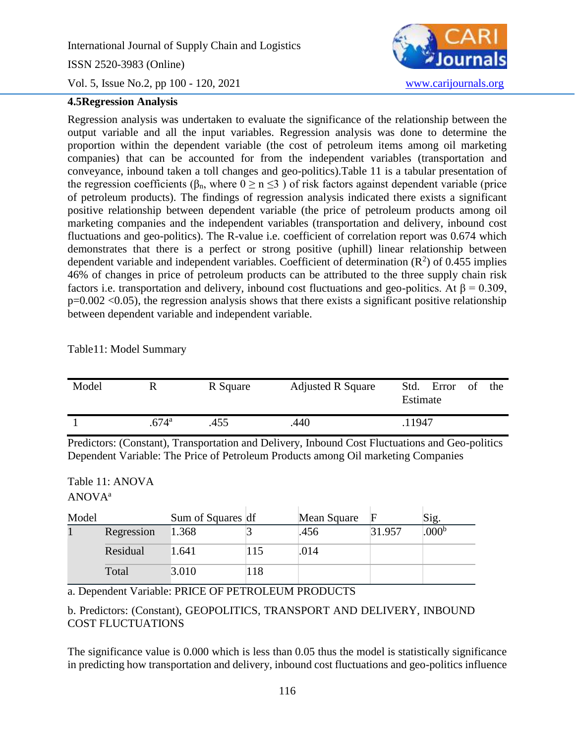### 4.5Regression Analysis

Regression analysis was undertaken to evaluate the significance of the relationship between the output variable and all the input variables. Regression analysis was done to determine the proportion within the dependent variable (the cost of petroleum items among oil marketing companies) that can be accounted for from the independent variables (transportation and conveyance, inbound taken a toll changes and geo-politics).Table 11 is a tabular presentation of the regression coefficients ($\beta_n$, where $0 \geq n \leq 3$ ) of risk factors against dependent variable (price of petroleum products). The findings of regression analysis indicated there exists a significant positive relationship between dependent variable (the price of petroleum products among oil marketing companies and the independent variables (transportation and delivery, inbound cost fluctuations and geo-politics). The R-value i.e. coefficient of correlation report was 0.674 which demonstrates that there is a perfect or strong positive (uphill) linear relationship between dependent variable and independent variables. Coefficient of determination ($R^2$) of 0.455 implies 46% of changes in price of petroleum products can be attributed to the three supply chain risk factors i.e. transportation and delivery, inbound cost fluctuations and geo-politics. At $\beta = 0.309$, $p=0.002 <0.05$), the regression analysis shows that there exists a significant positive relationship between dependent variable and independent variable.

Table11: Model Summary

| Model | R | R Square | Adjusted R Square | Std. Error of the Estimate |
|---|---|---|---|---|
| 1 | .674[a] | .455 | .440 | .11947 |

Predictors: (Constant), Transportation and Delivery, Inbound Cost Fluctuations and Geo-politics
Dependent Variable: The Price of Petroleum Products among Oil marketing Companies

Table 11: ANOVA

ANOVA[a]

| Model | | Sum of Squares | df | Mean Square | F | Sig. |
|---|---|---|---|---|---|---|
| 1 | Regression | 1.368 | 3 | .456 | 31.957 | .000[b] |
| | Residual | 1.641 | 115 | .014 | | |
| | Total | 3.010 | 118 | | | |

a. Dependent Variable: PRICE OF PETROLEUM PRODUCTS

b. Predictors: (Constant), GEOPOLITICS, TRANSPORT AND DELIVERY, INBOUND COST FLUCTUATIONS

The significance value is 0.000 which is less than 0.05 thus the model is statistically significance in predicting how transportation and delivery, inbound cost fluctuations and geo-politics influence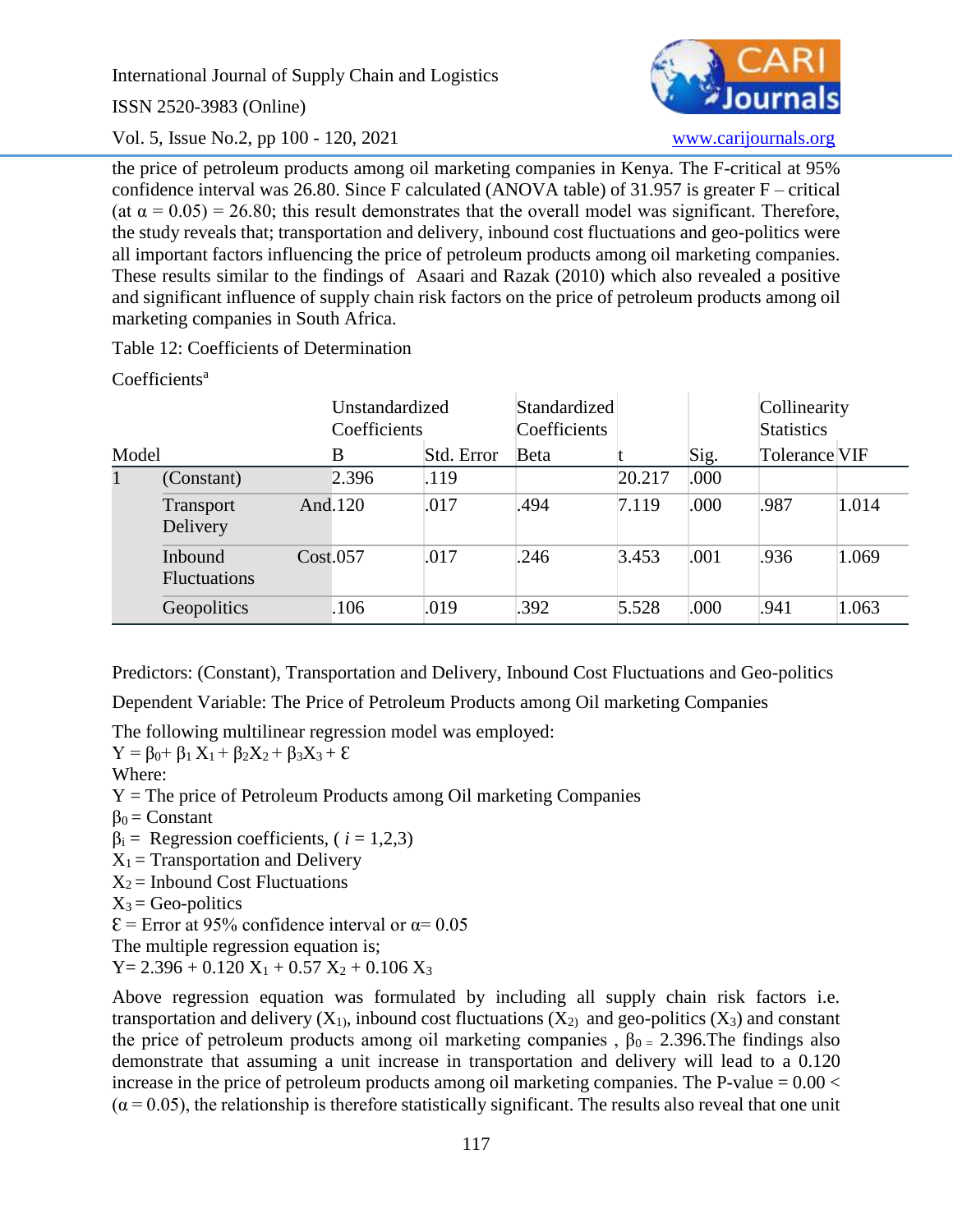the price of petroleum products among oil marketing companies in Kenya. The F-critical at 95% confidence interval was 26.80. Since F calculated (ANOVA table) of 31.957 is greater F – critical (at $\alpha = 0.05$) = 26.80; this result demonstrates that the overall model was significant. Therefore, the study reveals that; transportation and delivery, inbound cost fluctuations and geo-politics were all important factors influencing the price of petroleum products among oil marketing companies. These results similar to the findings of Asaari and Razak (2010) which also revealed a positive and significant influence of supply chain risk factors on the price of petroleum products among oil marketing companies in South Africa.

Table 12: Coefficients of Determination

Coefficients[a]

| Model | | Unstandardized Coefficients | | Standardized Coefficients | | | Collinearity Statistics | |
|---|---|---|---|---|---|---|---|---|
| | | B | Std. Error | Beta | t | Sig. | Tolerance | VIF |
| 1 | (Constant) | 2.396 | .119 | | 20.217 | .000 | | |
| | Transport And Delivery | .120 | .017 | .494 | 7.119 | .000 | .987 | 1.014 |
| | Inbound Cost Fluctuations | .057 | .017 | .246 | 3.453 | .001 | .936 | 1.069 |
| | Geopolitics | .106 | .019 | .392 | 5.528 | .000 | .941 | 1.063 |

Predictors: (Constant), Transportation and Delivery, Inbound Cost Fluctuations and Geo-politics

Dependent Variable: The Price of Petroleum Products among Oil marketing Companies

The following multilinear regression model was employed:

$Y = \beta_0 + \beta_1 X_1 + \beta_2 X_2 + \beta_3 X_3 + \mathcal{E}$

Where:

$Y$ = The price of Petroleum Products among Oil marketing Companies

$\beta_0$ = Constant

$\beta_i$ = Regression coefficients, ( $i$ = 1,2,3)

$X_1$ = Transportation and Delivery

$X_2$ = Inbound Cost Fluctuations

$X_3$ = Geo-politics

$\mathcal{E}$ = Error at 95% confidence interval or $\alpha = 0.05$

The multiple regression equation is;

$Y = 2.396 + 0.120 X_1 + 0.57 X_2 + 0.106 X_3$

Above regression equation was formulated by including all supply chain risk factors i.e. transportation and delivery ($X_1$), inbound cost fluctuations ($X_2$) and geo-politics ($X_3$) and constant the price of petroleum products among oil marketing companies , $\beta_0 = 2.396$.The findings also demonstrate that assuming a unit increase in transportation and delivery will lead to a 0.120 increase in the price of petroleum products among oil marketing companies. The P-value = 0.00 < ($\alpha = 0.05$), the relationship is therefore statistically significant. The results also reveal that one unit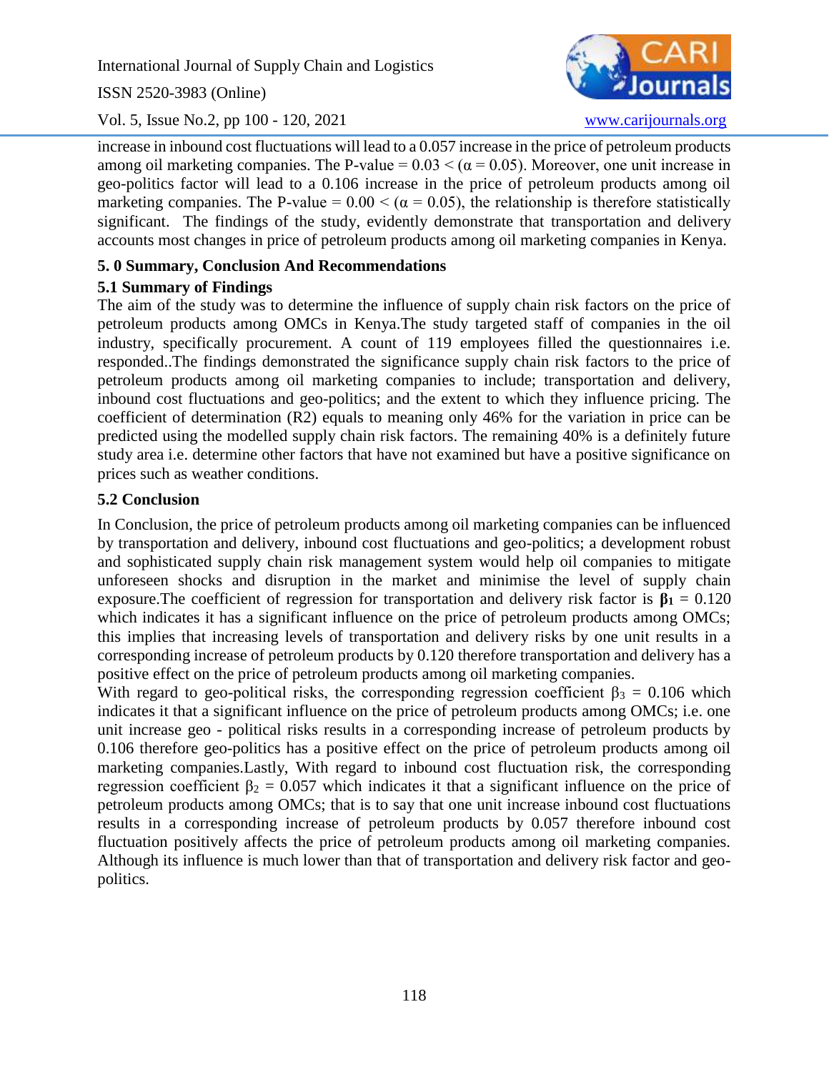increase in inbound cost fluctuations will lead to a 0.057 increase in the price of petroleum products among oil marketing companies. The P-value = 0.03 < ($\alpha$ = 0.05). Moreover, one unit increase in geo-politics factor will lead to a 0.106 increase in the price of petroleum products among oil marketing companies. The P-value = 0.00 < ($\alpha$ = 0.05), the relationship is therefore statistically significant. The findings of the study, evidently demonstrate that transportation and delivery accounts most changes in price of petroleum products among oil marketing companies in Kenya.

## 5. 0 Summary, Conclusion And Recommendations

### 5.1 Summary of Findings

The aim of the study was to determine the influence of supply chain risk factors on the price of petroleum products among OMCs in Kenya.The study targeted staff of companies in the oil industry, specifically procurement. A count of 119 employees filled the questionnaires i.e. responded..The findings demonstrated the significance supply chain risk factors to the price of petroleum products among oil marketing companies to include; transportation and delivery, inbound cost fluctuations and geo-politics; and the extent to which they influence pricing. The coefficient of determination (R2) equals to meaning only 46% for the variation in price can be predicted using the modelled supply chain risk factors. The remaining 40% is a definitely future study area i.e. determine other factors that have not examined but have a positive significance on prices such as weather conditions.

### 5.2 Conclusion

In Conclusion, the price of petroleum products among oil marketing companies can be influenced by transportation and delivery, inbound cost fluctuations and geo-politics; a development robust and sophisticated supply chain risk management system would help oil companies to mitigate unforeseen shocks and disruption in the market and minimise the level of supply chain exposure.The coefficient of regression for transportation and delivery risk factor is $\boldsymbol{\beta_1}$ = 0.120 which indicates it has a significant influence on the price of petroleum products among OMCs; this implies that increasing levels of transportation and delivery risks by one unit results in a corresponding increase of petroleum products by 0.120 therefore transportation and delivery has a positive effect on the price of petroleum products among oil marketing companies.

With regard to geo-political risks, the corresponding regression coefficient $\beta_3$ = 0.106 which indicates it that a significant influence on the price of petroleum products among OMCs; i.e. one unit increase geo - political risks results in a corresponding increase of petroleum products by 0.106 therefore geo-politics has a positive effect on the price of petroleum products among oil marketing companies.Lastly, With regard to inbound cost fluctuation risk, the corresponding regression coefficient $\beta_2$ = 0.057 which indicates it that a significant influence on the price of petroleum products among OMCs; that is to say that one unit increase inbound cost fluctuations results in a corresponding increase of petroleum products by 0.057 therefore inbound cost fluctuation positively affects the price of petroleum products among oil marketing companies. Although its influence is much lower than that of transportation and delivery risk factor and geo-politics.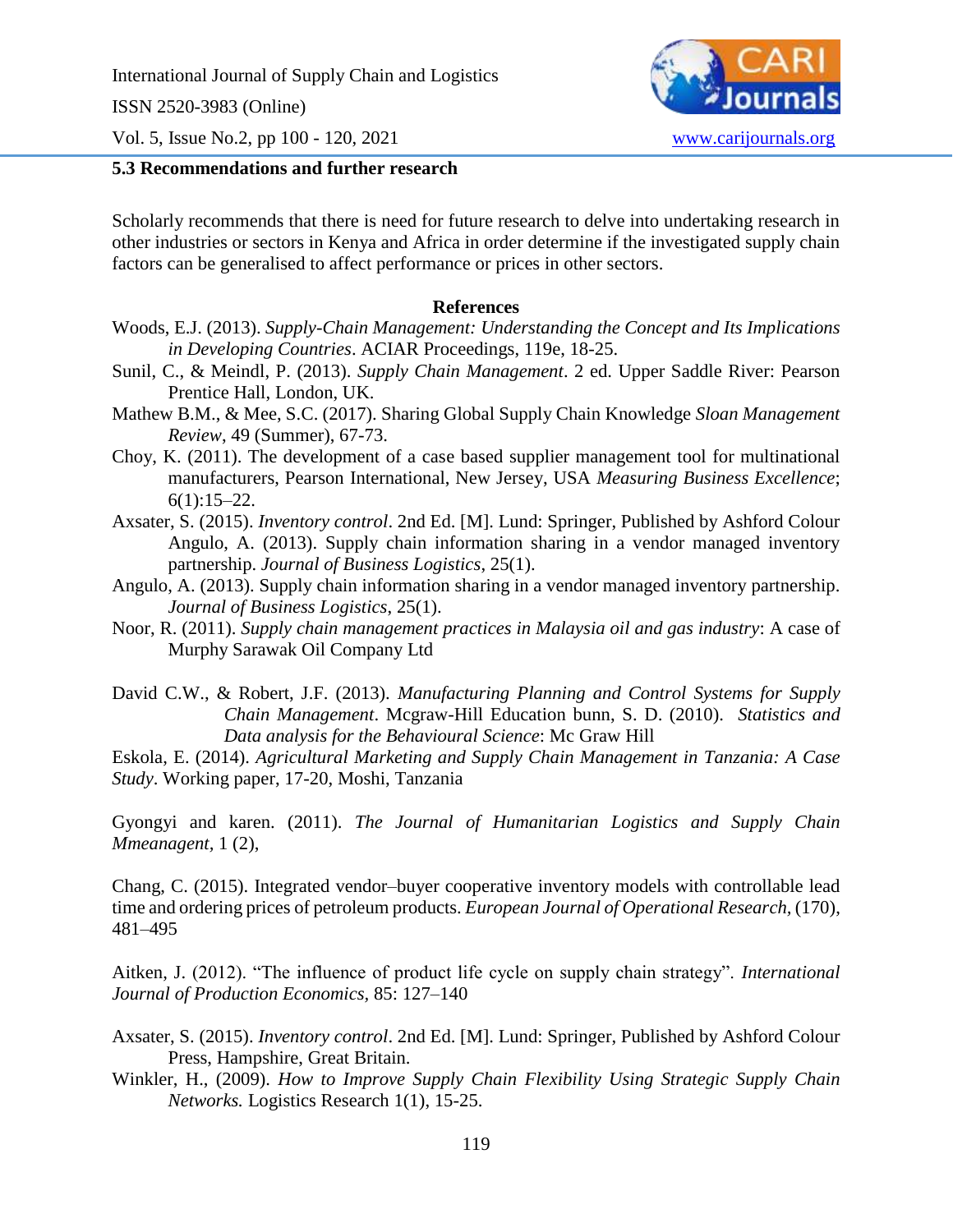### 5.3 Recommendations and further research

Scholarly recommends that there is need for future research to delve into undertaking research in other industries or sectors in Kenya and Africa in order determine if the investigated supply chain factors can be generalised to affect performance or prices in other sectors.

## References

Woods, E.J. (2013). *Supply-Chain Management: Understanding the Concept and Its Implications in Developing Countries*. ACIAR Proceedings, 119e, 18-25.

Sunil, C., & Meindl, P. (2013). *Supply Chain Management*. 2 ed. Upper Saddle River: Pearson Prentice Hall, London, UK.

Mathew B.M., & Mee, S.C. (2017). Sharing Global Supply Chain Knowledge *Sloan Management Review*, 49 (Summer), 67-73.

Choy, K. (2011). The development of a case based supplier management tool for multinational manufacturers, Pearson International, New Jersey, USA *Measuring Business Excellence*; 6(1):15–22.

Axsater, S. (2015). *Inventory control*. 2nd Ed. [M]. Lund: Springer, Published by Ashford Colour Angulo, A. (2013). Supply chain information sharing in a vendor managed inventory partnership. *Journal of Business Logistics*, 25(1).

Angulo, A. (2013). Supply chain information sharing in a vendor managed inventory partnership. *Journal of Business Logistics*, 25(1).

Noor, R. (2011). *Supply chain management practices in Malaysia oil and gas industry*: A case of Murphy Sarawak Oil Company Ltd

David C.W., & Robert, J.F. (2013). *Manufacturing Planning and Control Systems for Supply Chain Management*. Mcgraw-Hill Education bunn, S. D. (2010). *Statistics and Data analysis for the Behavioural Science*: Mc Graw Hill

Eskola, E. (2014). *Agricultural Marketing and Supply Chain Management in Tanzania: A Case Study*. Working paper, 17-20, Moshi, Tanzania

Gyongyi and karen. (2011). *The Journal of Humanitarian Logistics and Supply Chain Mmeanagent*, 1 (2),

Chang, C. (2015). Integrated vendor–buyer cooperative inventory models with controllable lead time and ordering prices of petroleum products. *European Journal of Operational Research*, (170), 481–495

Aitken, J. (2012). "The influence of product life cycle on supply chain strategy". *International Journal of Production Economics*, 85: 127–140

Axsater, S. (2015). *Inventory control*. 2nd Ed. [M]. Lund: Springer, Published by Ashford Colour Press, Hampshire, Great Britain.

Winkler, H., (2009). *How to Improve Supply Chain Flexibility Using Strategic Supply Chain Networks.* Logistics Research 1(1), 15-25.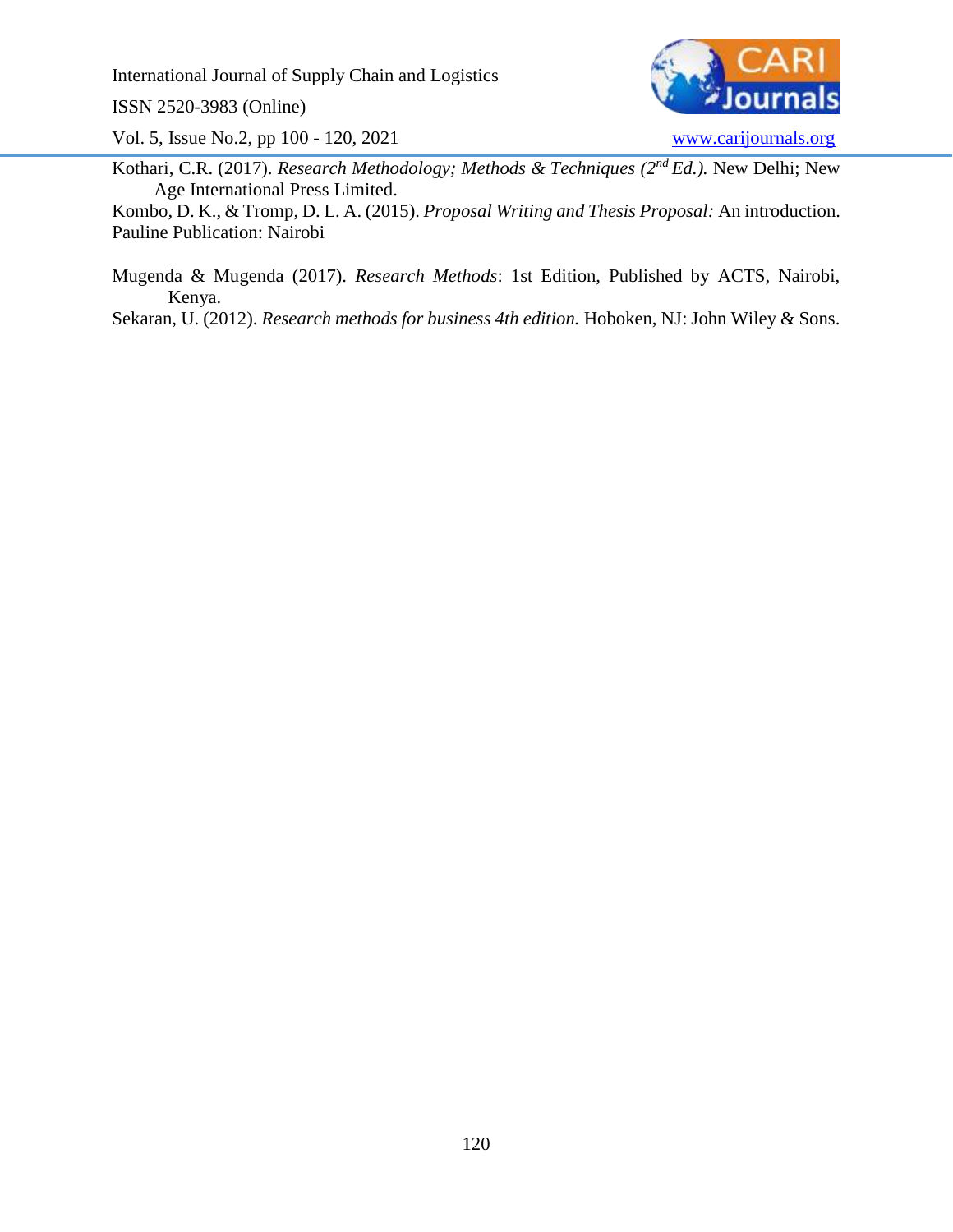Kothari, C.R. (2017). *Research Methodology; Methods & Techniques (2nd Ed.).* New Delhi; New Age International Press Limited.

Kombo, D. K., & Tromp, D. L. A. (2015). *Proposal Writing and Thesis Proposal:* An introduction. Pauline Publication: Nairobi

Mugenda & Mugenda (2017). *Research Methods*: 1st Edition, Published by ACTS, Nairobi, Kenya.

Sekaran, U. (2012). *Research methods for business 4th edition.* Hoboken, NJ: John Wiley & Sons.